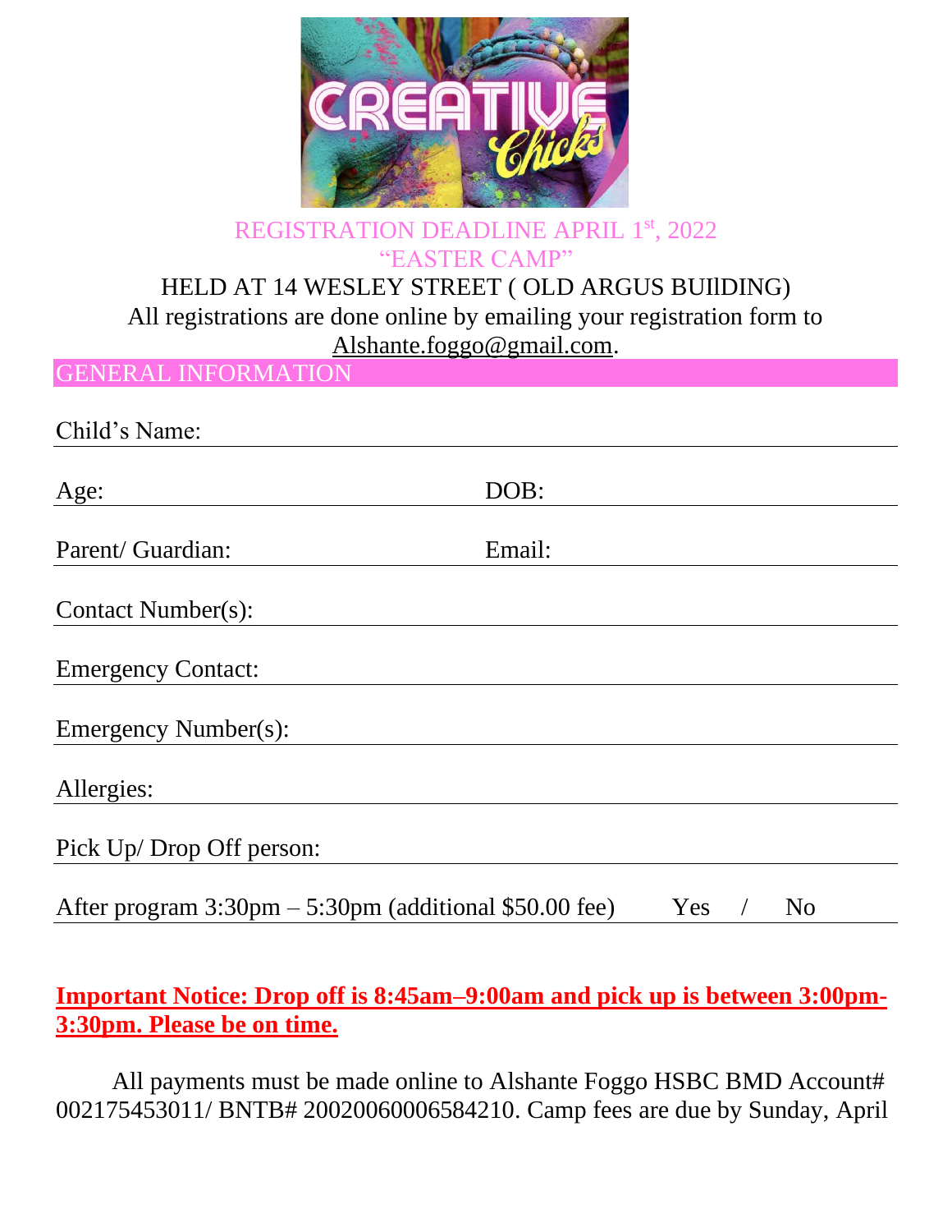REGISTRATION DEADLINE APRIL 1st, 2022

"EASTER CAMP"

HELD AT 14 WESLEY STREET ( OLD ARGUS BUIlDING)

All registrations are done online by emailing your registration form to Alshante.foggo@gmail.com.

## GENERAL INFORMATION

Child's Name: ______________________________

Age: ______________ DOB: ______________

Parent/ Guardian: ______________ Email: ______________

Contact Number(s): ______________________________

Emergency Contact: ______________________________

Emergency Number(s): ______________________________

Allergies: ______________________________

Pick Up/ Drop Off person: ______________________________

After program 3:30pm – 5:30pm (additional $50.00 fee) Yes / No

**Important Notice: Drop off is 8:45am–9:00am and pick up is between 3:00pm-3:30pm. Please be on time.**

All payments must be made online to Alshante Foggo HSBC BMD Account# 002175453011/ BNTB# 20020060006584210. Camp fees are due by Sunday, April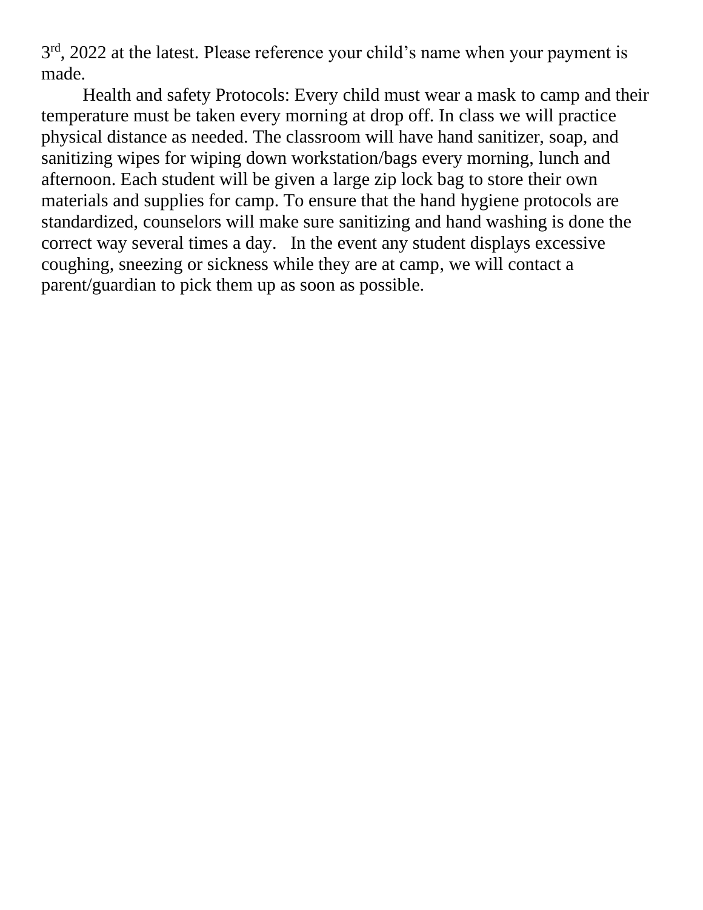3rd, 2022 at the latest. Please reference your child's name when your payment is made.

Health and safety Protocols: Every child must wear a mask to camp and their temperature must be taken every morning at drop off. In class we will practice physical distance as needed. The classroom will have hand sanitizer, soap, and sanitizing wipes for wiping down workstation/bags every morning, lunch and afternoon. Each student will be given a large zip lock bag to store their own materials and supplies for camp. To ensure that the hand hygiene protocols are standardized, counselors will make sure sanitizing and hand washing is done the correct way several times a day. In the event any student displays excessive coughing, sneezing or sickness while they are at camp, we will contact a parent/guardian to pick them up as soon as possible.